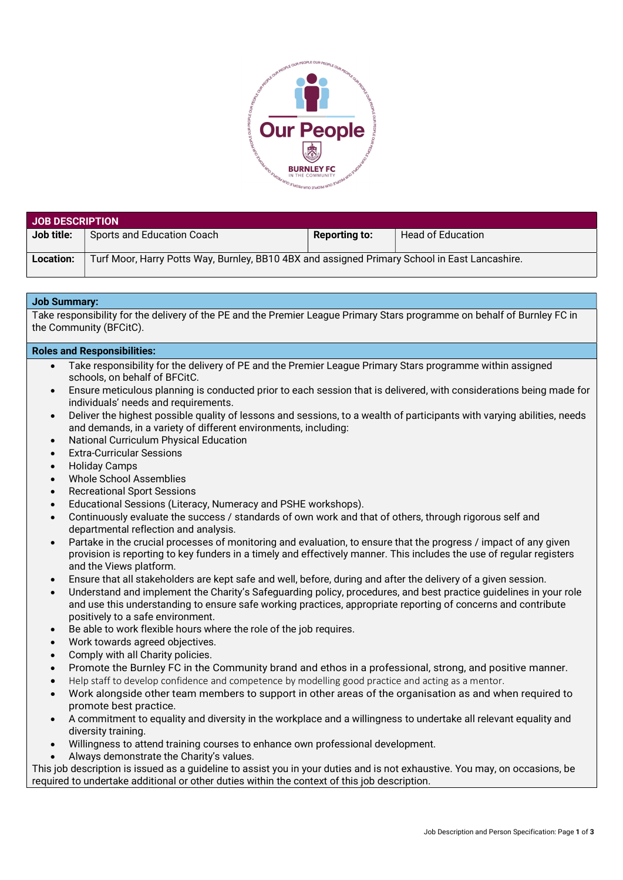## JOB DESCRIPTION

| **Job title:** | Sports and Education Coach | **Reporting to:** | Head of Education |
|---|---|---|---|
| **Location:** | Turf Moor, Harry Potts Way, Burnley, BB10 4BX and assigned Primary School in East Lancashire. | | |

### Job Summary:

Take responsibility for the delivery of the PE and the Premier League Primary Stars programme on behalf of Burnley FC in the Community (BFCitC).

### Roles and Responsibilities:

- Take responsibility for the delivery of PE and the Premier League Primary Stars programme within assigned schools, on behalf of BFCitC.
- Ensure meticulous planning is conducted prior to each session that is delivered, with considerations being made for individuals' needs and requirements.
- Deliver the highest possible quality of lessons and sessions, to a wealth of participants with varying abilities, needs and demands, in a variety of different environments, including:
- National Curriculum Physical Education
- Extra-Curricular Sessions
- Holiday Camps
- Whole School Assemblies
- Recreational Sport Sessions
- Educational Sessions (Literacy, Numeracy and PSHE workshops).
- Continuously evaluate the success / standards of own work and that of others, through rigorous self and departmental reflection and analysis.
- Partake in the crucial processes of monitoring and evaluation, to ensure that the progress / impact of any given provision is reporting to key funders in a timely and effectively manner. This includes the use of regular registers and the Views platform.
- Ensure that all stakeholders are kept safe and well, before, during and after the delivery of a given session.
- Understand and implement the Charity's Safeguarding policy, procedures, and best practice guidelines in your role and use this understanding to ensure safe working practices, appropriate reporting of concerns and contribute positively to a safe environment.
- Be able to work flexible hours where the role of the job requires.
- Work towards agreed objectives.
- Comply with all Charity policies.
- Promote the Burnley FC in the Community brand and ethos in a professional, strong, and positive manner.
- Help staff to develop confidence and competence by modelling good practice and acting as a mentor.
- Work alongside other team members to support in other areas of the organisation as and when required to promote best practice.
- A commitment to equality and diversity in the workplace and a willingness to undertake all relevant equality and diversity training.
- Willingness to attend training courses to enhance own professional development.
- Always demonstrate the Charity's values.

This job description is issued as a guideline to assist you in your duties and is not exhaustive. You may, on occasions, be required to undertake additional or other duties within the context of this job description.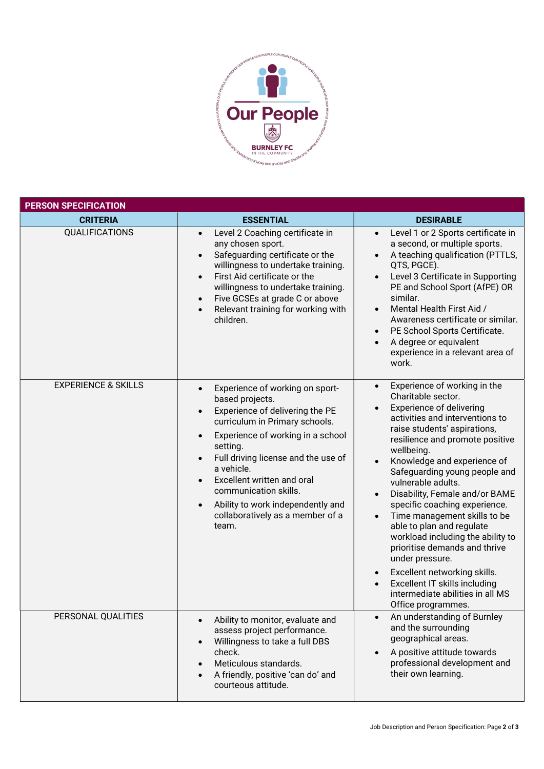| PERSON SPECIFICATION | | |
|---|---|---|
| **CRITERIA** | **ESSENTIAL** | **DESIRABLE** |
| QUALIFICATIONS | • Level 2 Coaching certificate in any chosen sport.<br>• Safeguarding certificate or the willingness to undertake training.<br>• First Aid certificate or the willingness to undertake training.<br>• Five GCSEs at grade C or above<br>• Relevant training for working with children. | • Level 1 or 2 Sports certificate in a second, or multiple sports.<br>• A teaching qualification (PTTLS, QTS, PGCE).<br>• Level 3 Certificate in Supporting PE and School Sport (AfPE) OR similar.<br>• Mental Health First Aid / Awareness certificate or similar.<br>• PE School Sports Certificate.<br>• A degree or equivalent experience in a relevant area of work. |
| EXPERIENCE & SKILLS | • Experience of working on sport-based projects.<br>• Experience of delivering the PE curriculum in Primary schools.<br>• Experience of working in a school setting.<br>• Full driving license and the use of a vehicle.<br>• Excellent written and oral communication skills.<br>• Ability to work independently and collaboratively as a member of a team. | • Experience of working in the Charitable sector.<br>• Experience of delivering activities and interventions to raise students' aspirations, resilience and promote positive wellbeing.<br>• Knowledge and experience of Safeguarding young people and vulnerable adults.<br>• Disability, Female and/or BAME specific coaching experience.<br>• Time management skills to be able to plan and regulate workload including the ability to prioritise demands and thrive under pressure.<br>• Excellent networking skills.<br>• Excellent IT skills including intermediate abilities in all MS Office programmes. |
| PERSONAL QUALITIES | • Ability to monitor, evaluate and assess project performance.<br>• Willingness to take a full DBS check.<br>• Meticulous standards.<br>• A friendly, positive 'can do' and courteous attitude. | • An understanding of Burnley and the surrounding geographical areas.<br>• A positive attitude towards professional development and their own learning. |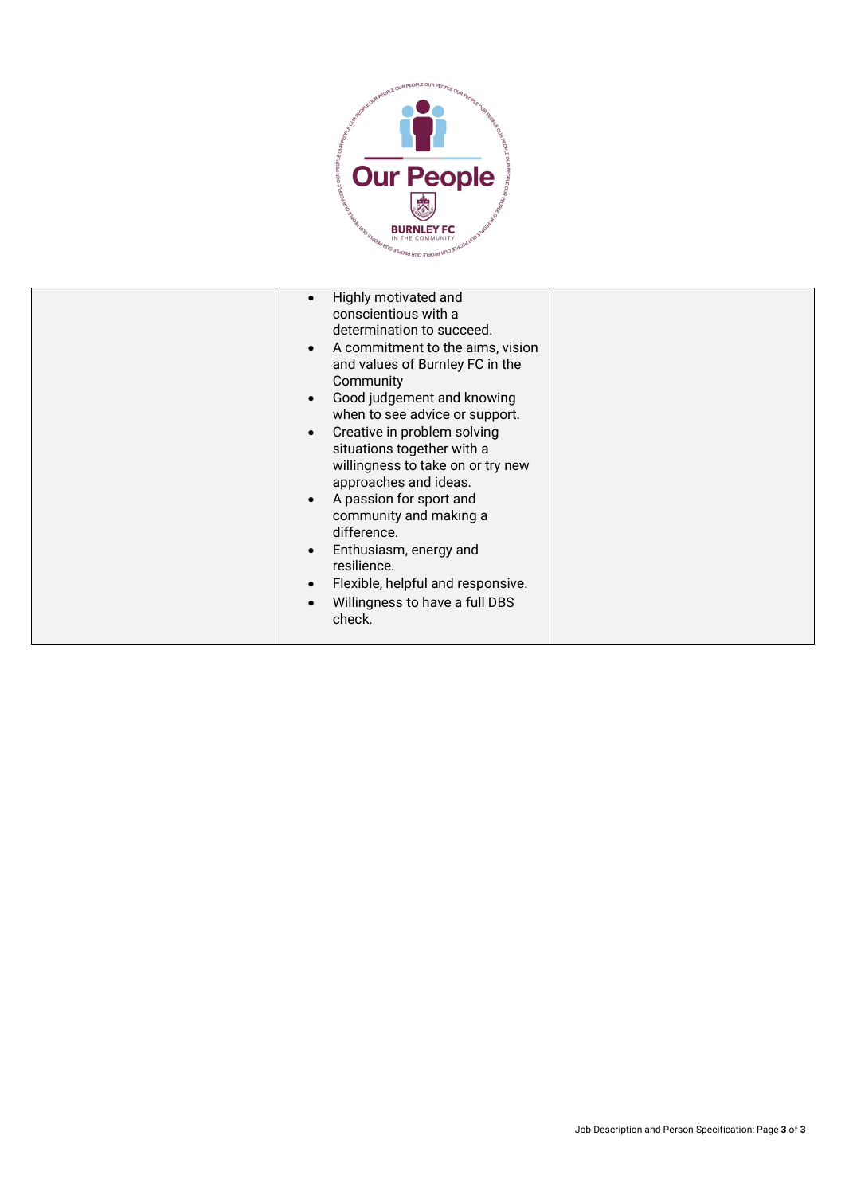| | | |
|---|---|---|
| | <ul><li>Highly motivated and conscientious with a determination to succeed.</li><li>A commitment to the aims, vision and values of Burnley FC in the Community</li><li>Good judgement and knowing when to see advice or support.</li><li>Creative in problem solving situations together with a willingness to take on or try new approaches and ideas.</li><li>A passion for sport and community and making a difference.</li><li>Enthusiasm, energy and resilience.</li><li>Flexible, helpful and responsive.</li><li>Willingness to have a full DBS check.</li></ul> | |